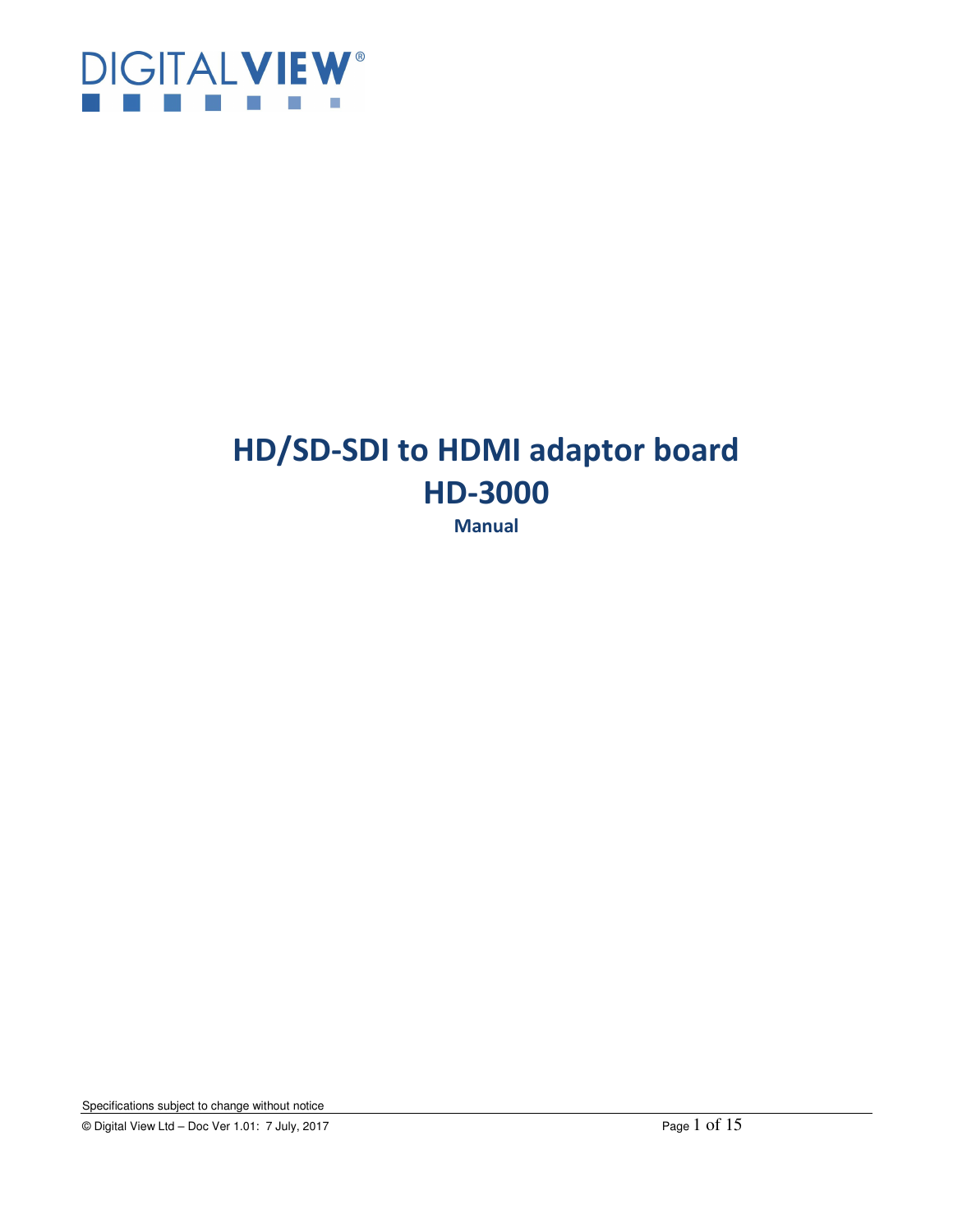DIGITALVIEW®

# HD/SD-SDI to HDMI adaptor board

# HD-3000

**Manual**

Specifications subject to change without notice

© Digital View Ltd – Doc Ver 1.01: 7 July, 2017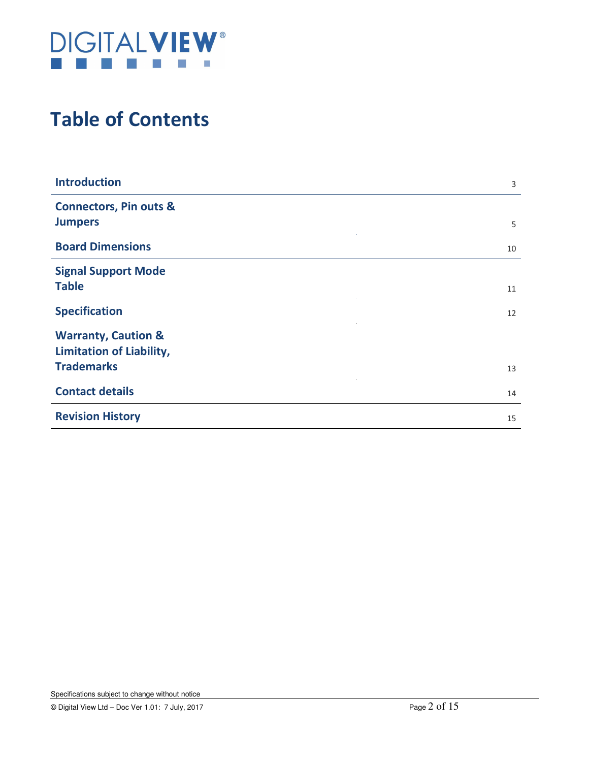# Table of Contents

| | |
|---|---|
| **Introduction** | 3 |
| **Connectors, Pin outs & Jumpers** | 5 |
| **Board Dimensions** | 10 |
| **Signal Support Mode Table** | 11 |
| **Specification** | 12 |
| **Warranty, Caution & Limitation of Liability, Trademarks** | 13 |
| **Contact details** | 14 |
| **Revision History** | 15 |

Specifications subject to change without notice

© Digital View Ltd – Doc Ver 1.01: 7 July, 2017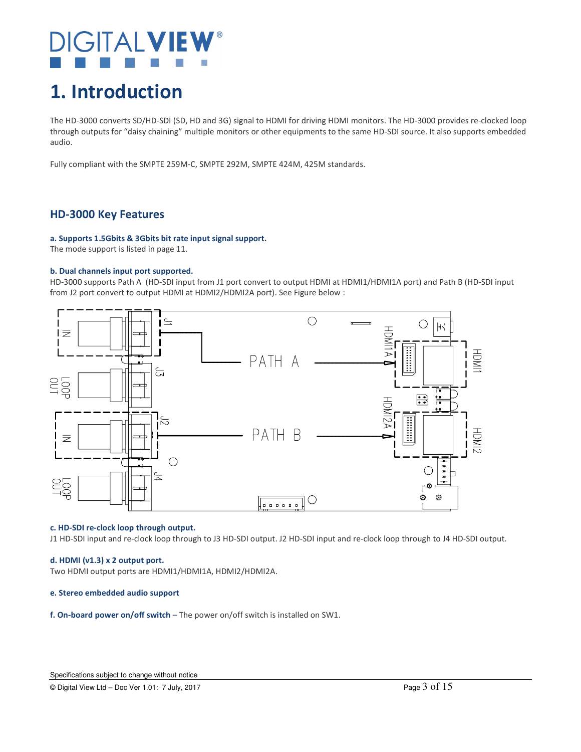# 1. Introduction

The HD-3000 converts SD/HD-SDI (SD, HD and 3G) signal to HDMI for driving HDMI monitors. The HD-3000 provides re-clocked loop through outputs for "daisy chaining" multiple monitors or other equipments to the same HD-SDI source. It also supports embedded audio.

Fully compliant with the SMPTE 259M-C, SMPTE 292M, SMPTE 424M, 425M standards.

## HD-3000 Key Features

**a. Supports 1.5Gbits & 3Gbits bit rate input signal support.**
The mode support is listed in page 11.

**b. Dual channels input port supported.**
HD-3000 supports Path A (HD-SDI input from J1 port convert to output HDMI at HDMI1/HDMI1A port) and Path B (HD-SDI input from J2 port convert to output HDMI at HDMI2/HDMI2A port). See Figure below :

**c. HD-SDI re-clock loop through output.**
J1 HD-SDI input and re-clock loop through to J3 HD-SDI output. J2 HD-SDI input and re-clock loop through to J4 HD-SDI output.

**d. HDMI (v1.3) x 2 output port.**
Two HDMI output ports are HDMI1/HDMI1A, HDMI2/HDMI2A.

**e. Stereo embedded audio support**

**f. On-board power on/off switch** – The power on/off switch is installed on SW1.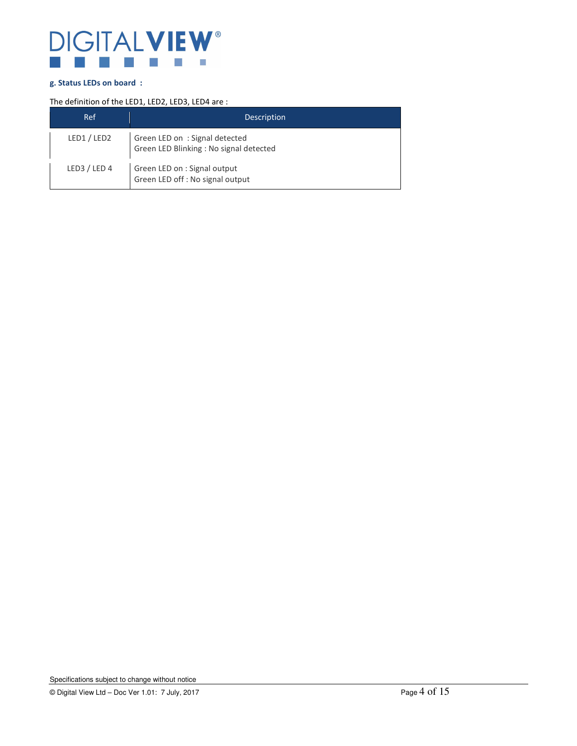### g. Status LEDs on board :

The definition of the LED1, LED2, LED3, LED4 are :

| Ref | Description |
| --- | --- |
| LED1 / LED2 | Green LED on : Signal detected<br>Green LED Blinking : No signal detected |
| LED3 / LED 4 | Green LED on : Signal output<br>Green LED off : No signal output |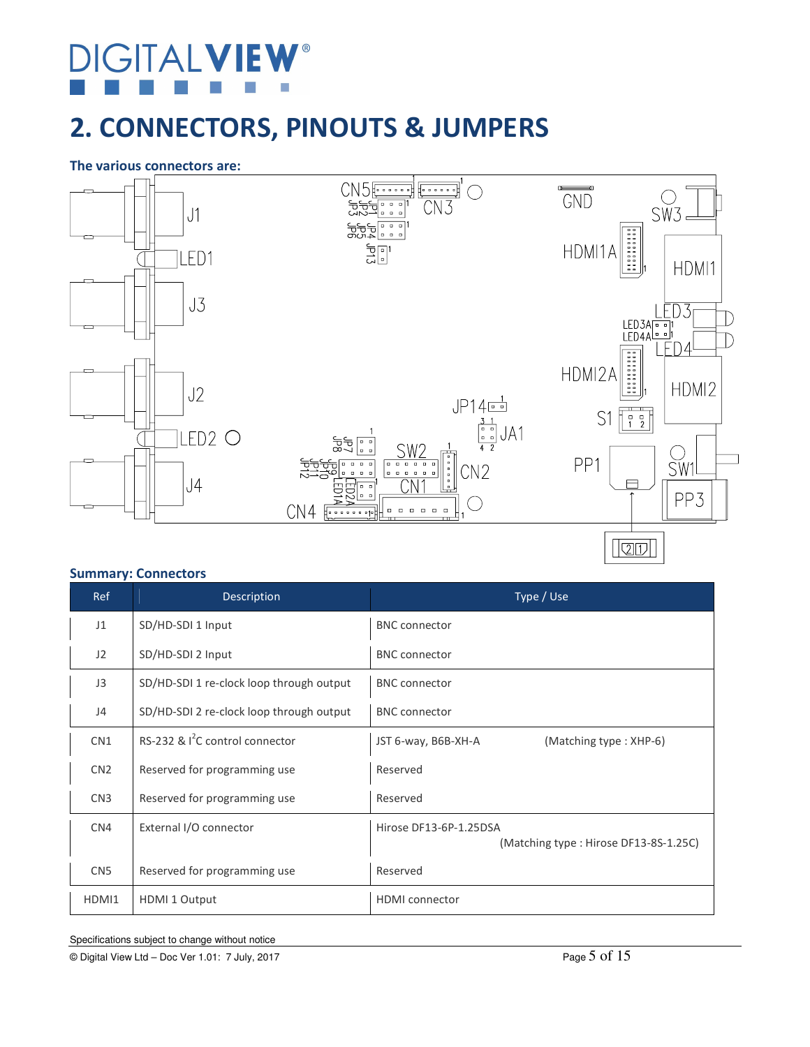# 2. CONNECTORS, PINOUTS & JUMPERS

**The various connectors are:**

## Summary: Connectors

| Ref | Description | Type / Use |
|---|---|---|
| J1 | SD/HD-SDI 1 Input | BNC connector |
| J2 | SD/HD-SDI 2 Input | BNC connector |
| J3 | SD/HD-SDI 1 re-clock loop through output | BNC connector |
| J4 | SD/HD-SDI 2 re-clock loop through output | BNC connector |
| CN1 | RS-232 & $I^2C$ control connector | JST 6-way, B6B-XH-A (Matching type : XHP-6) |
| CN2 | Reserved for programming use | Reserved |
| CN3 | Reserved for programming use | Reserved |
| CN4 | External I/O connector | Hirose DF13-6P-1.25DSA (Matching type : Hirose DF13-8S-1.25C) |
| CN5 | Reserved for programming use | Reserved |
| HDMI1 | HDMI 1 Output | HDMI connector |

Specifications subject to change without notice

© Digital View Ltd – Doc Ver 1.01: 7 July, 2017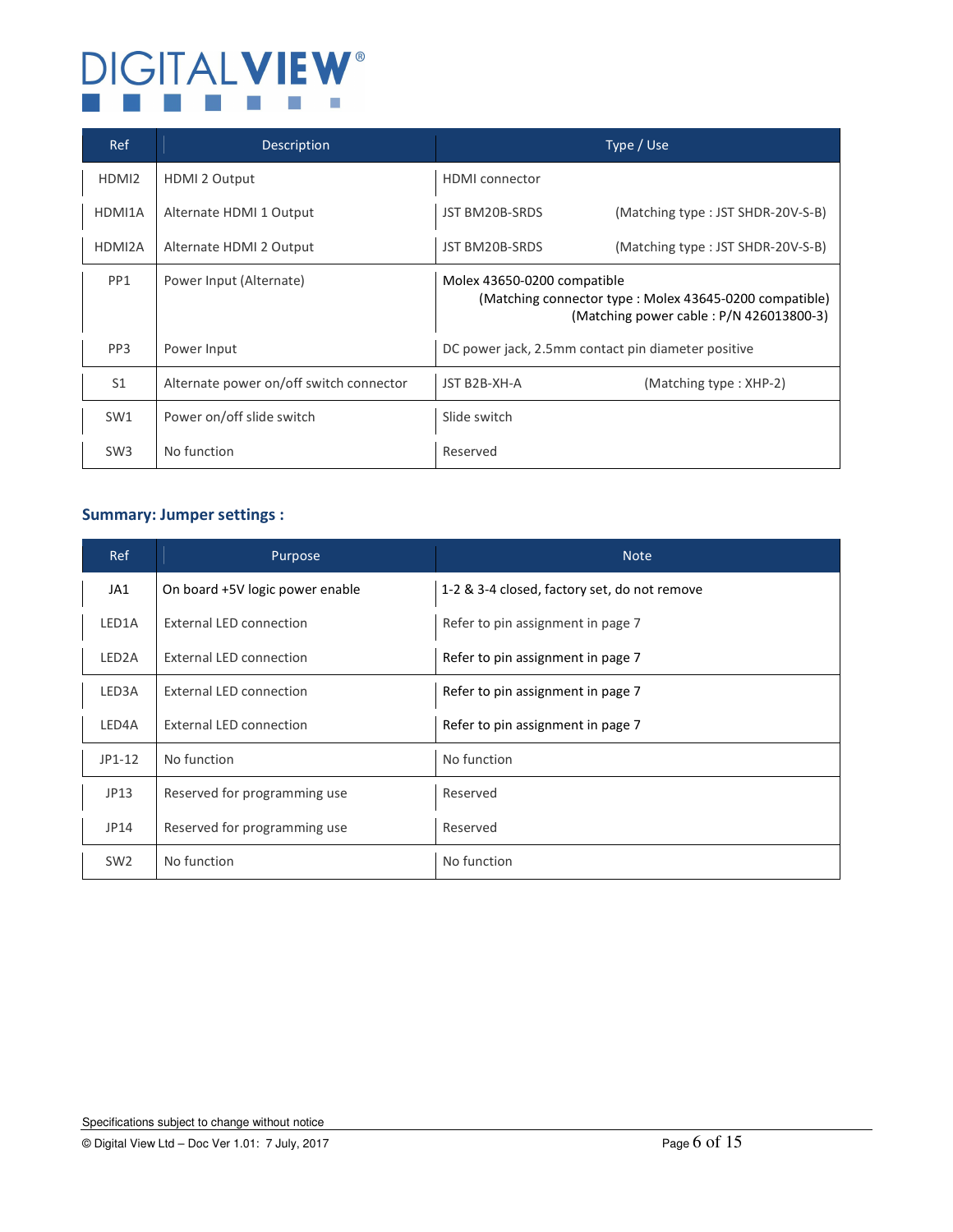| Ref | Description | Type / Use |
| --- | --- | --- |
| HDMI2 | HDMI 2 Output | HDMI connector |
| HDMI1A | Alternate HDMI 1 Output | JST BM20B-SRDS (Matching type : JST SHDR-20V-S-B) |
| HDMI2A | Alternate HDMI 2 Output | JST BM20B-SRDS (Matching type : JST SHDR-20V-S-B) |
| PP1 | Power Input (Alternate) | Molex 43650-0200 compatible (Matching connector type : Molex 43645-0200 compatible) (Matching power cable : P/N 426013800-3) |
| PP3 | Power Input | DC power jack, 2.5mm contact pin diameter positive |
| S1 | Alternate power on/off switch connector | JST B2B-XH-A (Matching type : XHP-2) |
| SW1 | Power on/off slide switch | Slide switch |
| SW3 | No function | Reserved |

### Summary: Jumper settings :

| Ref | Purpose | Note |
| --- | --- | --- |
| JA1 | On board +5V logic power enable | 1-2 & 3-4 closed, factory set, do not remove |
| LED1A | External LED connection | Refer to pin assignment in page 7 |
| LED2A | External LED connection | Refer to pin assignment in page 7 |
| LED3A | External LED connection | Refer to pin assignment in page 7 |
| LED4A | External LED connection | Refer to pin assignment in page 7 |
| JP1-12 | No function | No function |
| JP13 | Reserved for programming use | Reserved |
| JP14 | Reserved for programming use | Reserved |
| SW2 | No function | No function |

Specifications subject to change without notice

© Digital View Ltd – Doc Ver 1.01: 7 July, 2017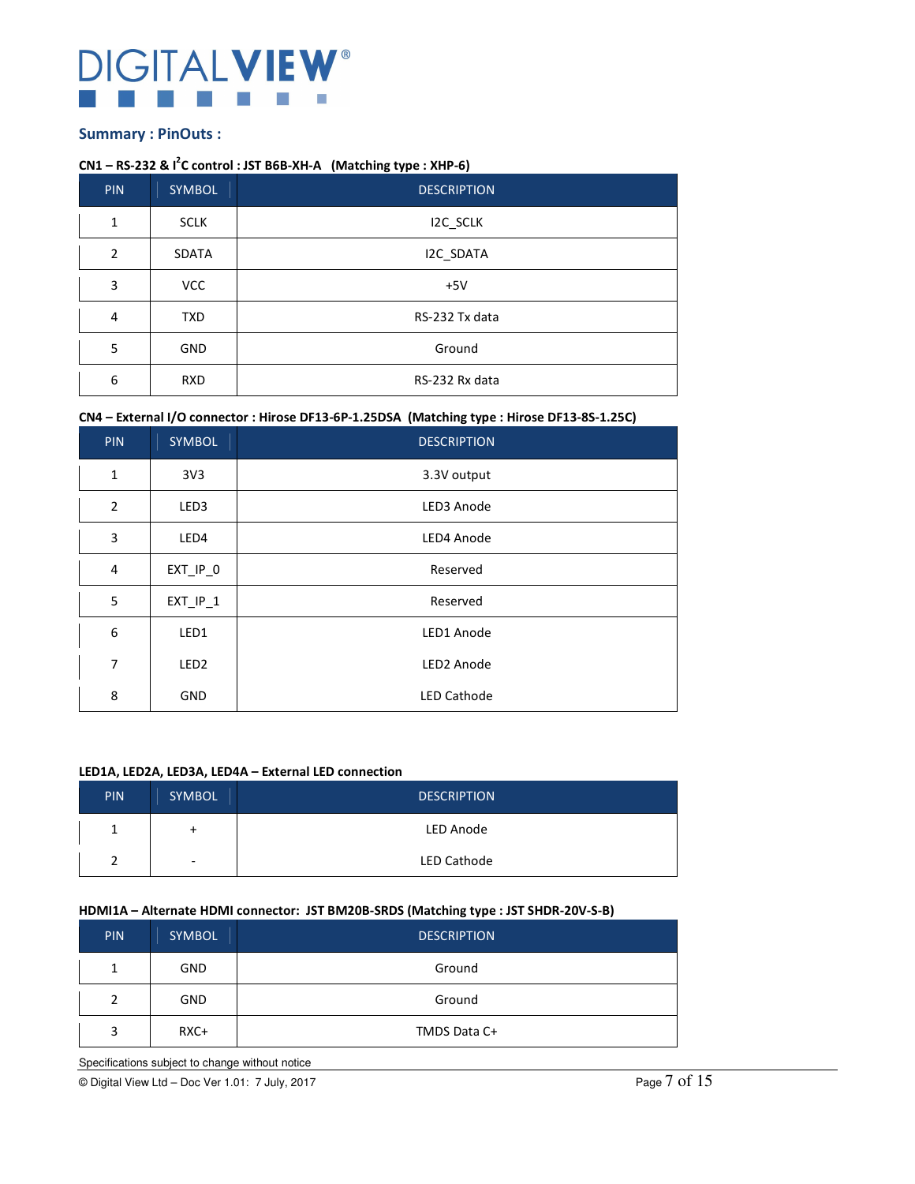## Summary : PinOuts :

**CN1 – RS-232 & I$^2$C control : JST B6B-XH-A   (Matching type : XHP-6)**

| PIN | SYMBOL | DESCRIPTION |
|---|---|---|
| 1 | SCLK | I2C_SCLK |
| 2 | SDATA | I2C_SDATA |
| 3 | VCC | +5V |
| 4 | TXD | RS-232 Tx data |
| 5 | GND | Ground |
| 6 | RXD | RS-232 Rx data |

**CN4 – External I/O connector : Hirose DF13-6P-1.25DSA  (Matching type : Hirose DF13-8S-1.25C)**

| PIN | SYMBOL | DESCRIPTION |
|---|---|---|
| 1 | 3V3 | 3.3V output |
| 2 | LED3 | LED3 Anode |
| 3 | LED4 | LED4 Anode |
| 4 | EXT_IP_0 | Reserved |
| 5 | EXT_IP_1 | Reserved |
| 6 | LED1 | LED1 Anode |
| 7 | LED2 | LED2 Anode |
| 8 | GND | LED Cathode |

**LED1A, LED2A, LED3A, LED4A – External LED connection**

| PIN | SYMBOL | DESCRIPTION |
|---|---|---|
| 1 | + | LED Anode |
| 2 | - | LED Cathode |

**HDMI1A – Alternate HDMI connector:  JST BM20B-SRDS (Matching type : JST SHDR-20V-S-B)**

| PIN | SYMBOL | DESCRIPTION |
|---|---|---|
| 1 | GND | Ground |
| 2 | GND | Ground |
| 3 | RXC+ | TMDS Data C+ |

Specifications subject to change without notice

© Digital View Ltd – Doc Ver 1.01:  7 July, 2017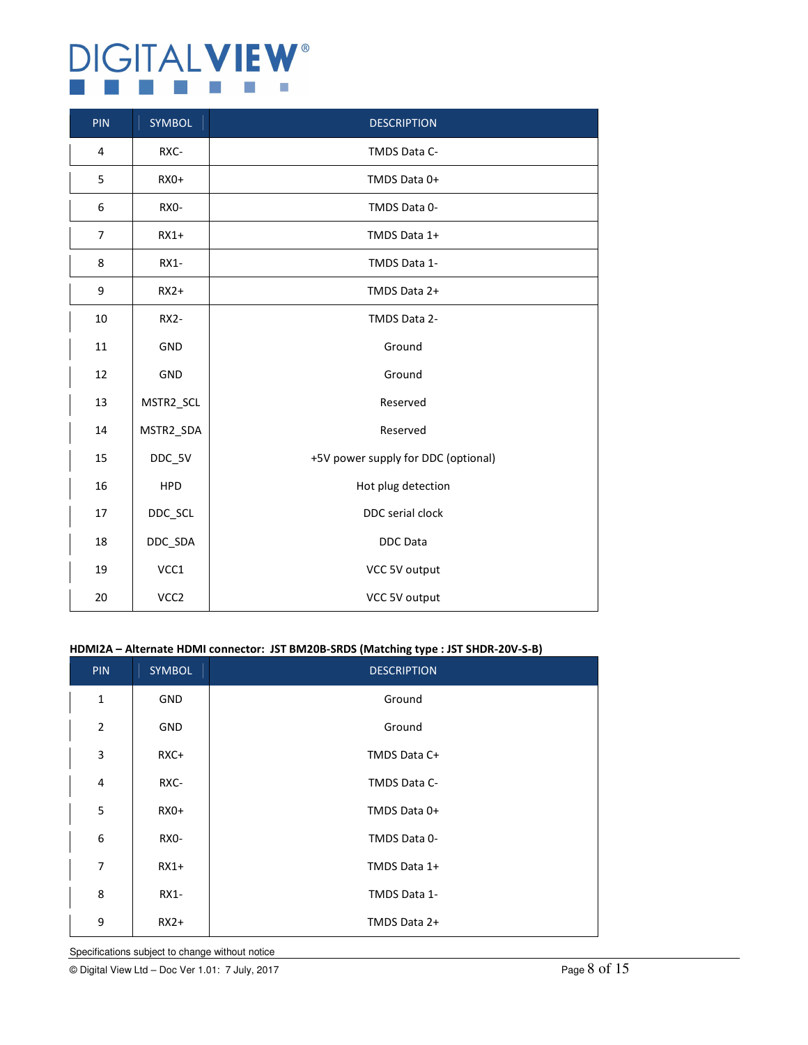| PIN | SYMBOL | DESCRIPTION |
|---|---|---|
| 4 | RXC- | TMDS Data C- |
| 5 | RX0+ | TMDS Data 0+ |
| 6 | RX0- | TMDS Data 0- |
| 7 | RX1+ | TMDS Data 1+ |
| 8 | RX1- | TMDS Data 1- |
| 9 | RX2+ | TMDS Data 2+ |
| 10 | RX2- | TMDS Data 2- |
| 11 | GND | Ground |
| 12 | GND | Ground |
| 13 | MSTR2_SCL | Reserved |
| 14 | MSTR2_SDA | Reserved |
| 15 | DDC_5V | +5V power supply for DDC (optional) |
| 16 | HPD | Hot plug detection |
| 17 | DDC_SCL | DDC serial clock |
| 18 | DDC_SDA | DDC Data |
| 19 | VCC1 | VCC 5V output |
| 20 | VCC2 | VCC 5V output |

**HDMI2A – Alternate HDMI connector: JST BM20B-SRDS (Matching type : JST SHDR-20V-S-B)**

| PIN | SYMBOL | DESCRIPTION |
|---|---|---|
| 1 | GND | Ground |
| 2 | GND | Ground |
| 3 | RXC+ | TMDS Data C+ |
| 4 | RXC- | TMDS Data C- |
| 5 | RX0+ | TMDS Data 0+ |
| 6 | RX0- | TMDS Data 0- |
| 7 | RX1+ | TMDS Data 1+ |
| 8 | RX1- | TMDS Data 1- |
| 9 | RX2+ | TMDS Data 2+ |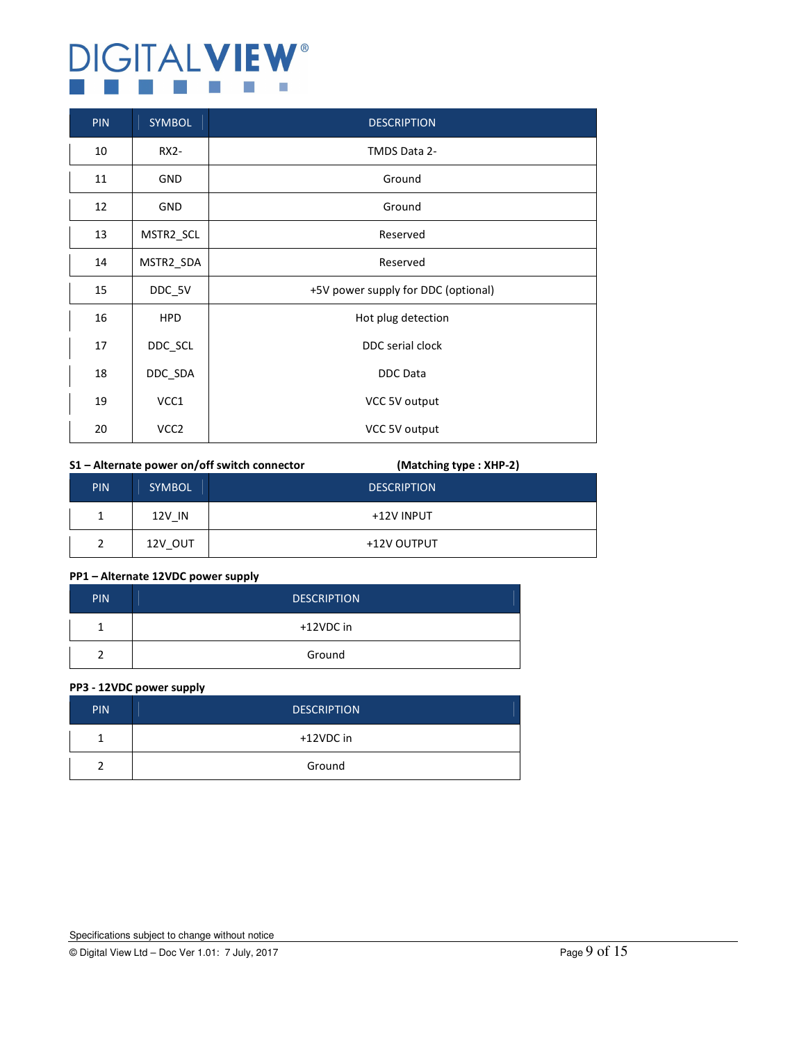| PIN | SYMBOL | DESCRIPTION |
| --- | --- | --- |
| 10 | RX2- | TMDS Data 2- |
| 11 | GND | Ground |
| 12 | GND | Ground |
| 13 | MSTR2_SCL | Reserved |
| 14 | MSTR2_SDA | Reserved |
| 15 | DDC_5V | +5V power supply for DDC (optional) |
| 16 | HPD | Hot plug detection |
| 17 | DDC_SCL | DDC serial clock |
| 18 | DDC_SDA | DDC Data |
| 19 | VCC1 | VCC 5V output |
| 20 | VCC2 | VCC 5V output |

**S1 – Alternate power on/off switch connector** **(Matching type : XHP-2)**

| PIN | SYMBOL | DESCRIPTION |
| --- | --- | --- |
| 1 | 12V_IN | +12V INPUT |
| 2 | 12V_OUT | +12V OUTPUT |

**PP1 – Alternate 12VDC power supply**

| PIN | DESCRIPTION |
| --- | --- |
| 1 | +12VDC in |
| 2 | Ground |

**PP3 - 12VDC power supply**

| PIN | DESCRIPTION |
| --- | --- |
| 1 | +12VDC in |
| 2 | Ground |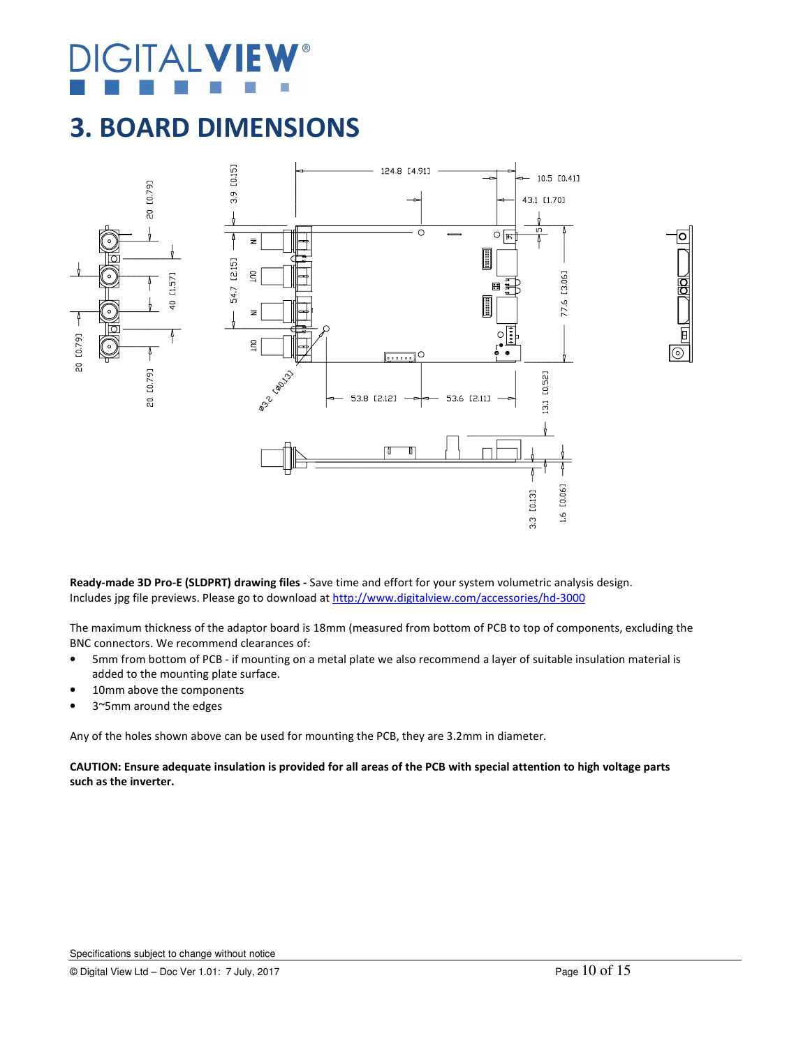# 3. BOARD DIMENSIONS

**Ready-made 3D Pro-E (SLDPRT) drawing files -** Save time and effort for your system volumetric analysis design. Includes jpg file previews. Please go to download at http://www.digitalview.com/accessories/hd-3000

The maximum thickness of the adaptor board is 18mm (measured from bottom of PCB to top of components, excluding the BNC connectors. We recommend clearances of:

- 5mm from bottom of PCB - if mounting on a metal plate we also recommend a layer of suitable insulation material is added to the mounting plate surface.
- 10mm above the components
- 3~5mm around the edges

Any of the holes shown above can be used for mounting the PCB, they are 3.2mm in diameter.

**CAUTION: Ensure adequate insulation is provided for all areas of the PCB with special attention to high voltage parts such as the inverter.**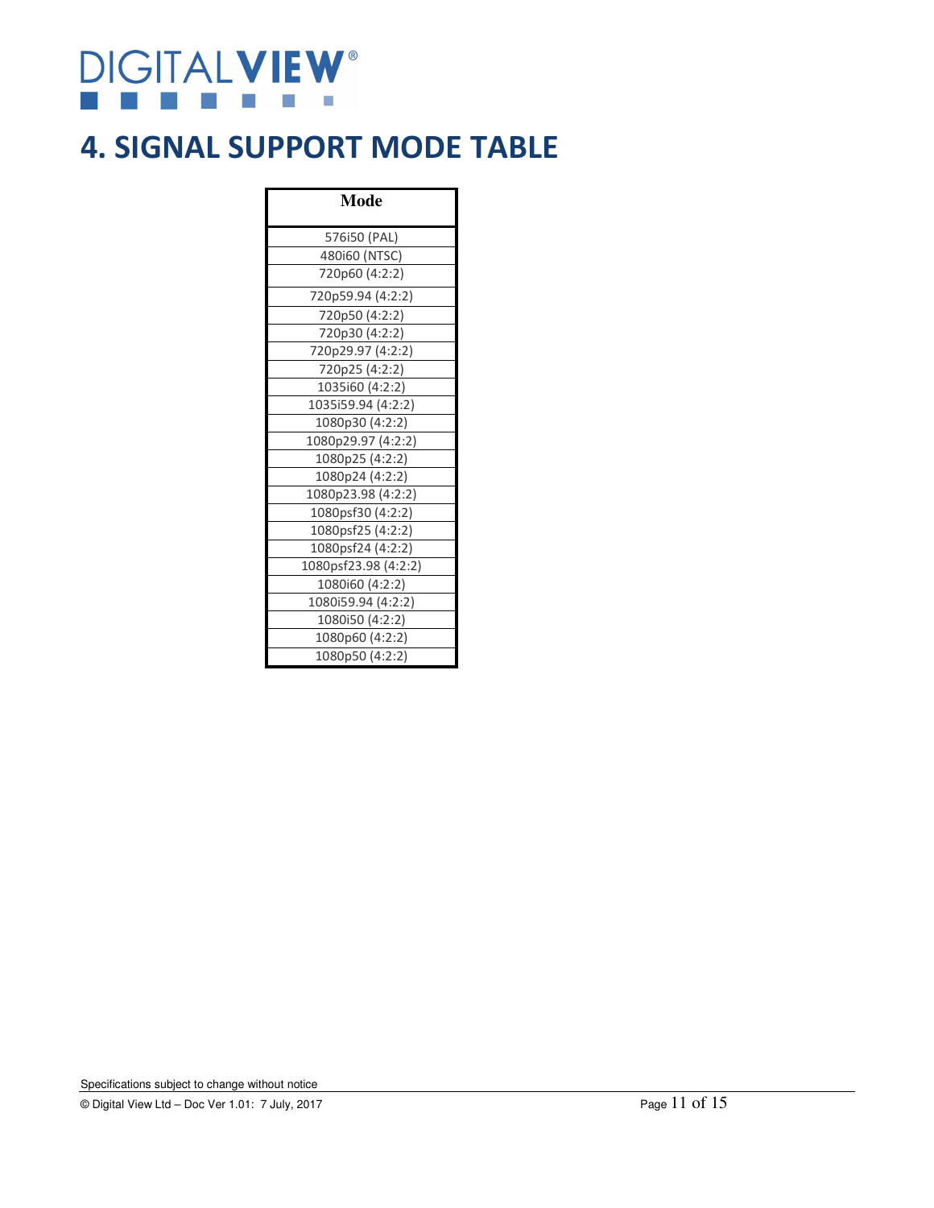# 4. SIGNAL SUPPORT MODE TABLE

| Mode |
|---|
| 576i50 (PAL) |
| 480i60 (NTSC) |
| 720p60 (4:2:2) |
| 720p59.94 (4:2:2) |
| 720p50 (4:2:2) |
| 720p30 (4:2:2) |
| 720p29.97 (4:2:2) |
| 720p25 (4:2:2) |
| 1035i60 (4:2:2) |
| 1035i59.94 (4:2:2) |
| 1080p30 (4:2:2) |
| 1080p29.97 (4:2:2) |
| 1080p25 (4:2:2) |
| 1080p24 (4:2:2) |
| 1080p23.98 (4:2:2) |
| 1080psf30 (4:2:2) |
| 1080psf25 (4:2:2) |
| 1080psf24 (4:2:2) |
| 1080psf23.98 (4:2:2) |
| 1080i60 (4:2:2) |
| 1080i59.94 (4:2:2) |
| 1080i50 (4:2:2) |
| 1080p60 (4:2:2) |
| 1080p50 (4:2:2) |

Specifications subject to change without notice

© Digital View Ltd – Doc Ver 1.01: 7 July, 2017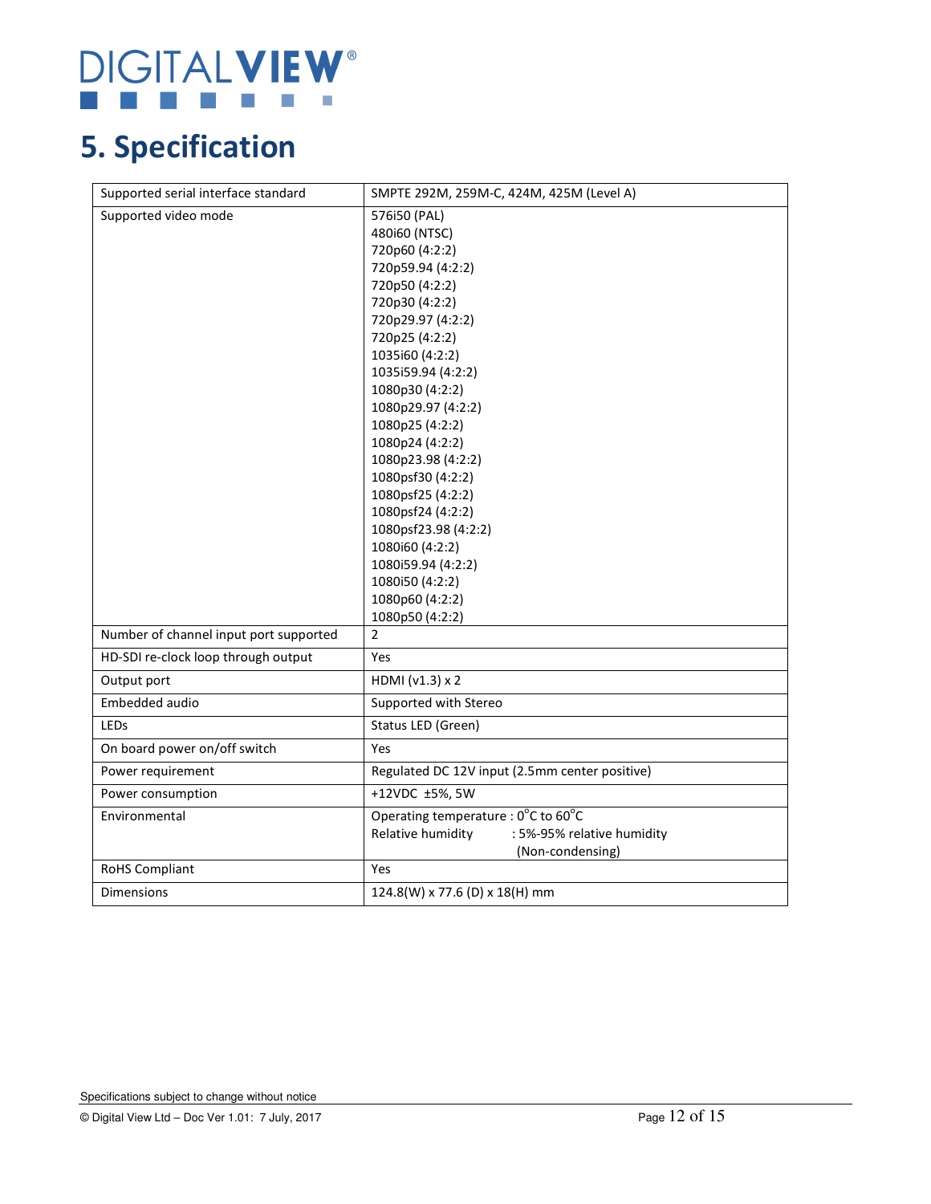# 5. Specification

| Supported serial interface standard | SMPTE 292M, 259M-C, 424M, 425M (Level A) |
|---|---|
| Supported video mode | 576i50 (PAL)<br>480i60 (NTSC)<br>720p60 (4:2:2)<br>720p59.94 (4:2:2)<br>720p50 (4:2:2)<br>720p30 (4:2:2)<br>720p29.97 (4:2:2)<br>720p25 (4:2:2)<br>1035i60 (4:2:2)<br>1035i59.94 (4:2:2)<br>1080p30 (4:2:2)<br>1080p29.97 (4:2:2)<br>1080p25 (4:2:2)<br>1080p24 (4:2:2)<br>1080p23.98 (4:2:2)<br>1080psf30 (4:2:2)<br>1080psf25 (4:2:2)<br>1080psf24 (4:2:2)<br>1080psf23.98 (4:2:2)<br>1080i60 (4:2:2)<br>1080i59.94 (4:2:2)<br>1080i50 (4:2:2)<br>1080p60 (4:2:2)<br>1080p50 (4:2:2) |
| Number of channel input port supported | 2 |
| HD-SDI re-clock loop through output | Yes |
| Output port | HDMI (v1.3) x 2 |
| Embedded audio | Supported with Stereo |
| LEDs | Status LED (Green) |
| On board power on/off switch | Yes |
| Power requirement | Regulated DC 12V input (2.5mm center positive) |
| Power consumption | +12VDC ±5%, 5W |
| Environmental | Operating temperature : 0°C to 60°C<br>Relative humidity : 5%-95% relative humidity (Non-condensing) |
| RoHS Compliant | Yes |
| Dimensions | 124.8(W) x 77.6 (D) x 18(H) mm |

Specifications subject to change without notice

© Digital View Ltd – Doc Ver 1.01: 7 July, 2017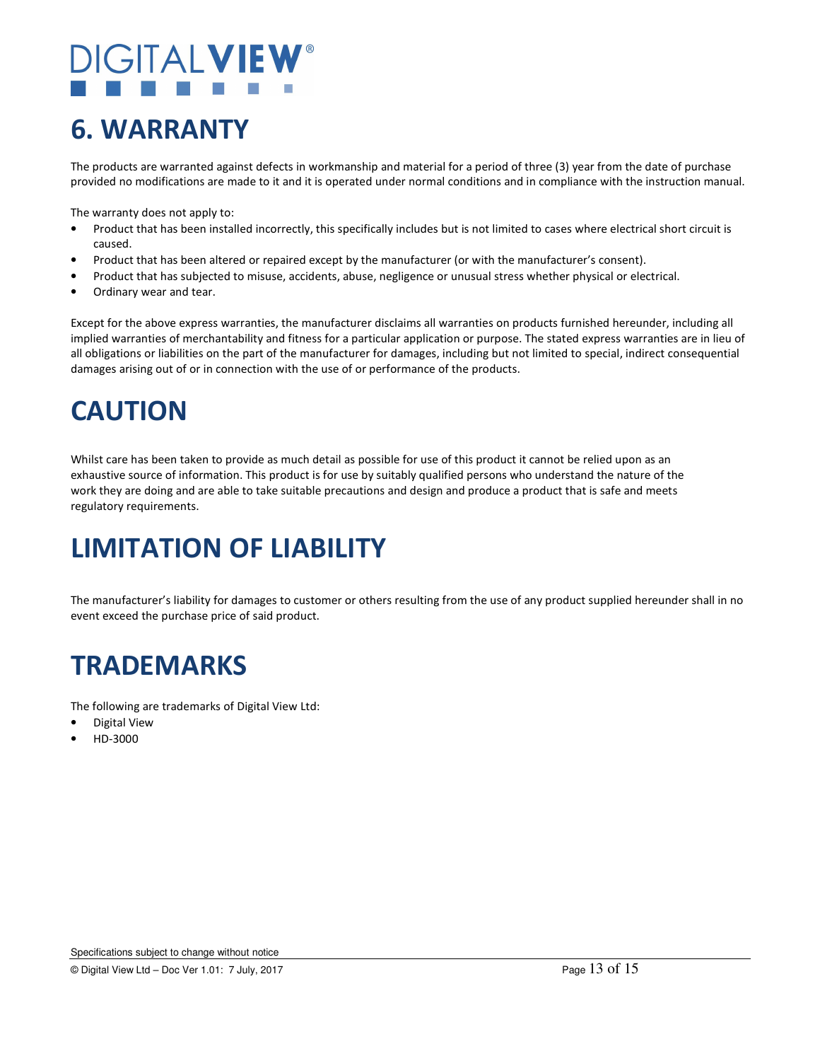# 6. WARRANTY

The products are warranted against defects in workmanship and material for a period of three (3) year from the date of purchase provided no modifications are made to it and it is operated under normal conditions and in compliance with the instruction manual.

The warranty does not apply to:

- Product that has been installed incorrectly, this specifically includes but is not limited to cases where electrical short circuit is caused.
- Product that has been altered or repaired except by the manufacturer (or with the manufacturer's consent).
- Product that has subjected to misuse, accidents, abuse, negligence or unusual stress whether physical or electrical.
- Ordinary wear and tear.

Except for the above express warranties, the manufacturer disclaims all warranties on products furnished hereunder, including all implied warranties of merchantability and fitness for a particular application or purpose. The stated express warranties are in lieu of all obligations or liabilities on the part of the manufacturer for damages, including but not limited to special, indirect consequential damages arising out of or in connection with the use of or performance of the products.

# CAUTION

Whilst care has been taken to provide as much detail as possible for use of this product it cannot be relied upon as an exhaustive source of information. This product is for use by suitably qualified persons who understand the nature of the work they are doing and are able to take suitable precautions and design and produce a product that is safe and meets regulatory requirements.

# LIMITATION OF LIABILITY

The manufacturer's liability for damages to customer or others resulting from the use of any product supplied hereunder shall in no event exceed the purchase price of said product.

# TRADEMARKS

The following are trademarks of Digital View Ltd:

- Digital View
- HD-3000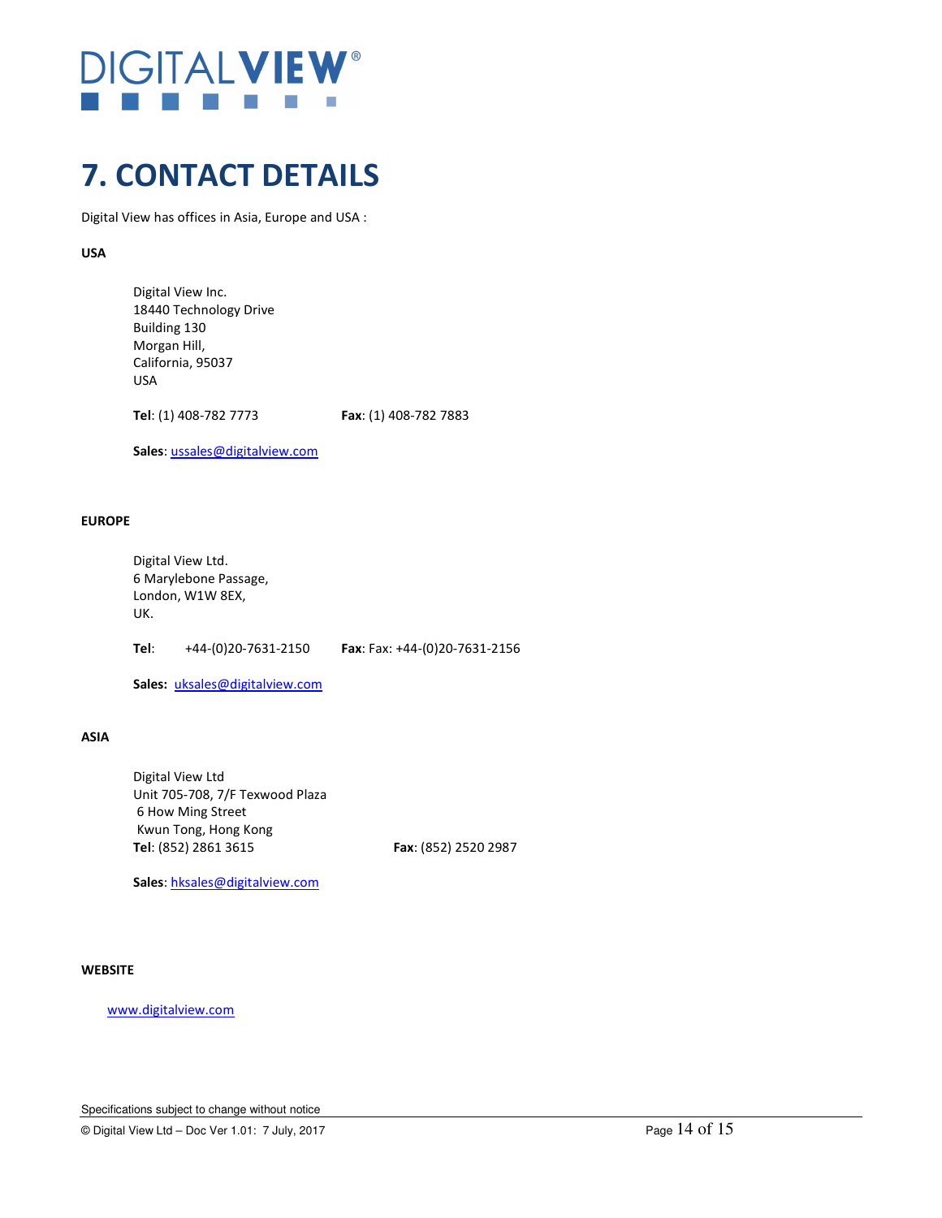# 7. CONTACT DETAILS

Digital View has offices in Asia, Europe and USA :

**USA**

Digital View Inc.
18440 Technology Drive
Building 130
Morgan Hill,
California, 95037
USA

**Tel**: (1) 408-782 7773 **Fax**: (1) 408-782 7883

**Sales**: ussales@digitalview.com

**EUROPE**

Digital View Ltd.
6 Marylebone Passage,
London, W1W 8EX,
UK.

**Tel**: +44-(0)20-7631-2150 **Fax**: Fax: +44-(0)20-7631-2156

**Sales:** uksales@digitalview.com

**ASIA**

Digital View Ltd
Unit 705-708, 7/F Texwood Plaza
6 How Ming Street
Kwun Tong, Hong Kong
**Tel**: (852) 2861 3615 **Fax**: (852) 2520 2987

**Sales**: hksales@digitalview.com

**WEBSITE**

www.digitalview.com

Specifications subject to change without notice

© Digital View Ltd – Doc Ver 1.01: 7 July, 2017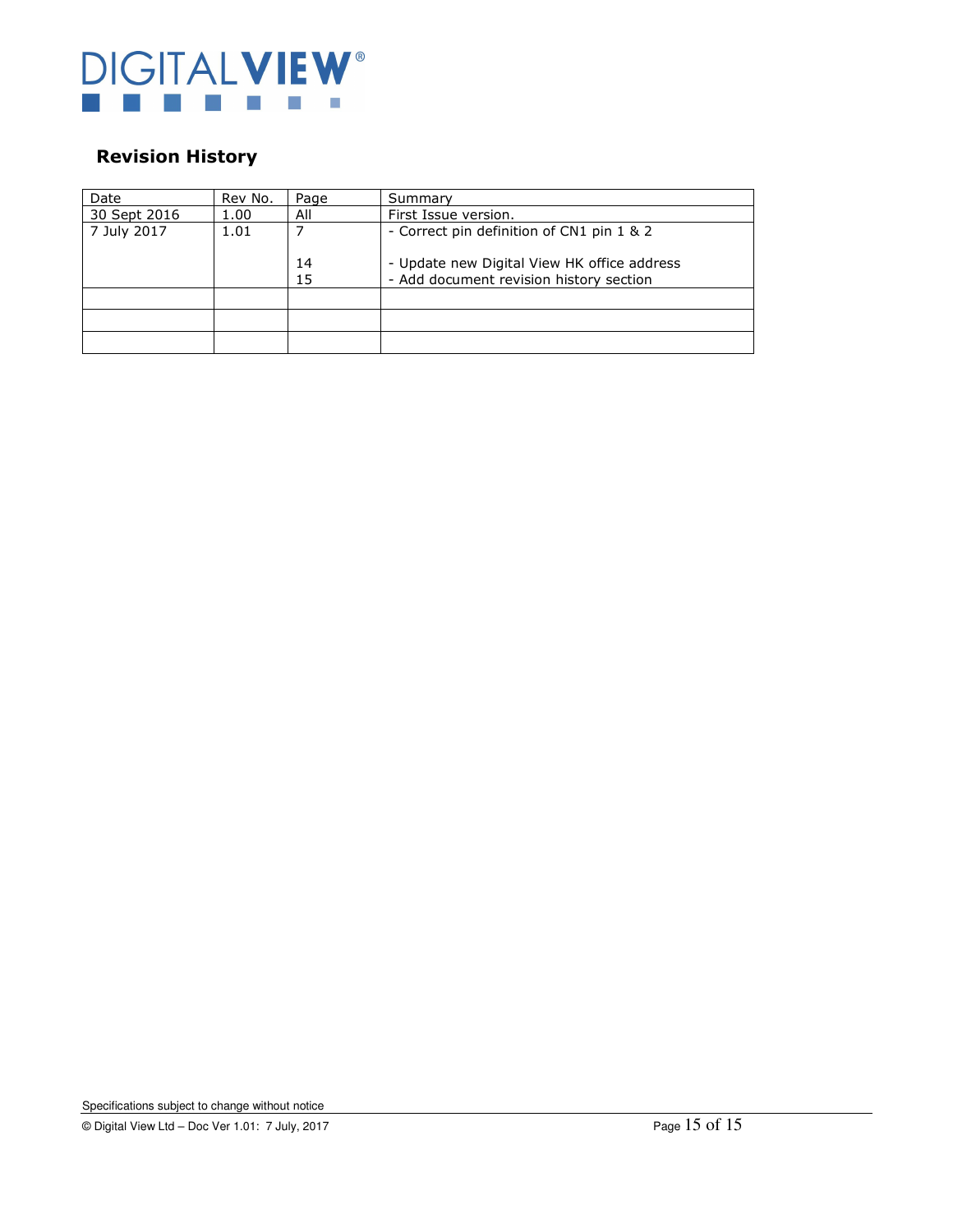## Revision History

| Date | Rev No. | Page | Summary |
| --- | --- | --- | --- |
| 30 Sept 2016 | 1.00 | All | First Issue version. |
| 7 July 2017 | 1.01 | 7<br><br>14<br>15 | - Correct pin definition of CN1 pin 1 & 2<br><br>- Update new Digital View HK office address<br>- Add document revision history section |
| | | | |
| | | | |
| | | | |

Specifications subject to change without notice

© Digital View Ltd – Doc Ver 1.01: 7 July, 2017